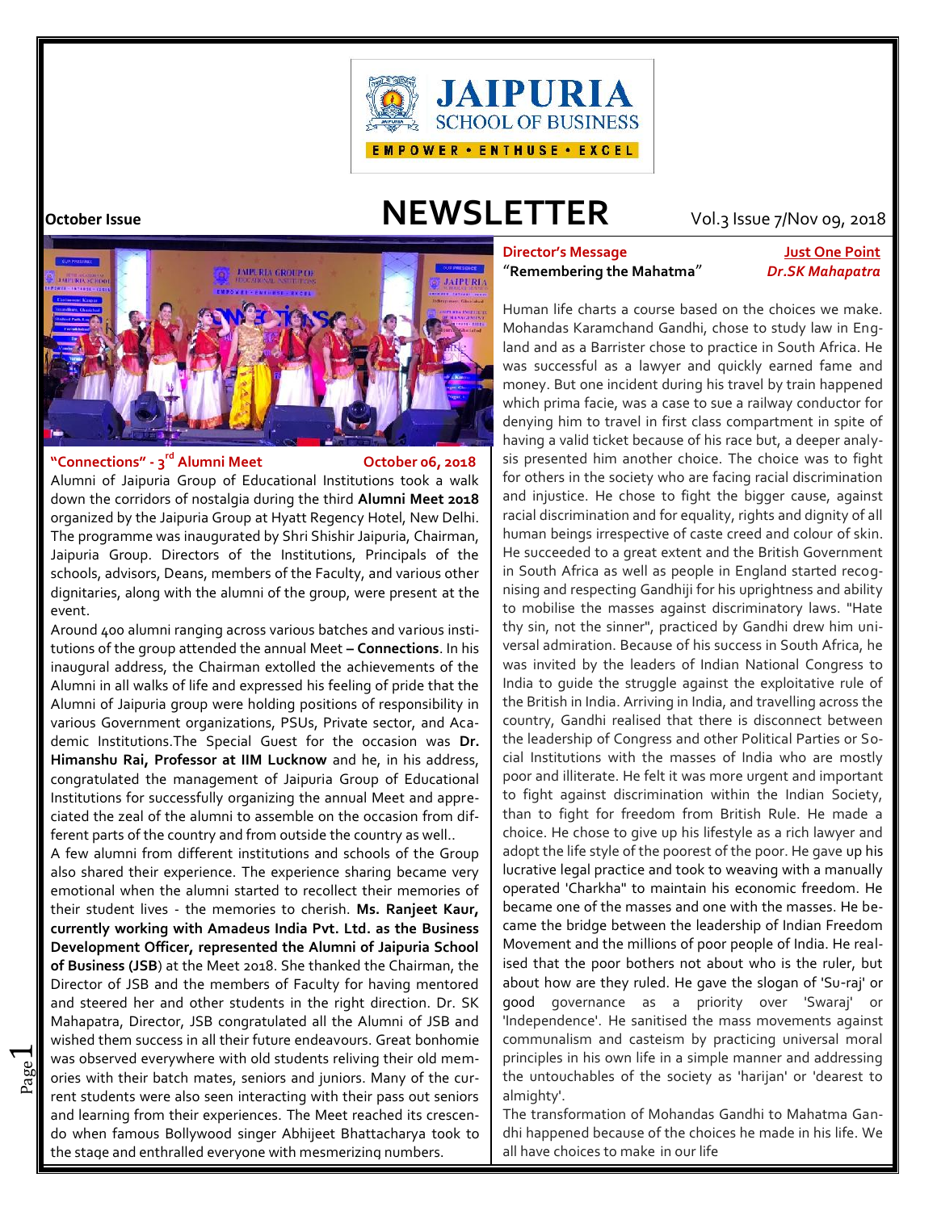JAIPURIA SCHOOL OF BUSINESS

EMPOWER • ENTHUSE • EXCEL

# NEWSLETTER

**October Issue** Vol.3 Issue 7/Nov 09, 2018

## "Connections" - 3rd Alumni Meet — October 06, 2018

Alumni of Jaipuria Group of Educational Institutions took a walk down the corridors of nostalgia during the third **Alumni Meet 2018** organized by the Jaipuria Group at Hyatt Regency Hotel, New Delhi. The programme was inaugurated by Shri Shishir Jaipuria, Chairman, Jaipuria Group. Directors of the Institutions, Principals of the schools, advisors, Deans, members of the Faculty, and various other dignitaries, along with the alumni of the group, were present at the event.

Around 400 alumni ranging across various batches and various institutions of the group attended the annual Meet **– Connections**. In his inaugural address, the Chairman extolled the achievements of the Alumni in all walks of life and expressed his feeling of pride that the Alumni of Jaipuria group were holding positions of responsibility in various Government organizations, PSUs, Private sector, and Academic Institutions.The Special Guest for the occasion was **Dr. Himanshu Rai, Professor at IIM Lucknow** and he, in his address, congratulated the management of Jaipuria Group of Educational Institutions for successfully organizing the annual Meet and appreciated the zeal of the alumni to assemble on the occasion from different parts of the country and from outside the country as well..

A few alumni from different institutions and schools of the Group also shared their experience. The experience sharing became very emotional when the alumni started to recollect their memories of their student lives - the memories to cherish. **Ms. Ranjeet Kaur, currently working with Amadeus India Pvt. Ltd. as the Business Development Officer, represented the Alumni of Jaipuria School of Business (JSB**) at the Meet 2018. She thanked the Chairman, the Director of JSB and the members of Faculty for having mentored and steered her and other students in the right direction. Dr. SK Mahapatra, Director, JSB congratulated all the Alumni of JSB and wished them success in all their future endeavours. Great bonhomie was observed everywhere with old students reliving their old memories with their batch mates, seniors and juniors. Many of the current students were also seen interacting with their pass out seniors and learning from their experiences. The Meet reached its crescendo when famous Bollywood singer Abhijeet Bhattacharya took to the stage and enthralled everyone with mesmerizing numbers.

## Director's Message — Just One Point

**"Remembering the Mahatma"** — ***Dr.SK Mahapatra***

Human life charts a course based on the choices we make. Mohandas Karamchand Gandhi, chose to study law in England and as a Barrister chose to practice in South Africa. He was successful as a lawyer and quickly earned fame and money. But one incident during his travel by train happened which prima facie, was a case to sue a railway conductor for denying him to travel in first class compartment in spite of having a valid ticket because of his race but, a deeper analysis presented him another choice. The choice was to fight for others in the society who are facing racial discrimination and injustice. He chose to fight the bigger cause, against racial discrimination and for equality, rights and dignity of all human beings irrespective of caste creed and colour of skin. He succeeded to a great extent and the British Government in South Africa as well as people in England started recognising and respecting Gandhiji for his uprightness and ability to mobilise the masses against discriminatory laws. "Hate thy sin, not the sinner", practiced by Gandhi drew him universal admiration. Because of his success in South Africa, he was invited by the leaders of Indian National Congress to India to guide the struggle against the exploitative rule of the British in India. Arriving in India, and travelling across the country, Gandhi realised that there is disconnect between the leadership of Congress and other Political Parties or Social Institutions with the masses of India who are mostly poor and illiterate. He felt it was more urgent and important to fight against discrimination within the Indian Society, than to fight for freedom from British Rule. He made a choice. He chose to give up his lifestyle as a rich lawyer and adopt the life style of the poorest of the poor. He gave up his lucrative legal practice and took to weaving with a manually operated 'Charkha" to maintain his economic freedom. He became one of the masses and one with the masses. He became the bridge between the leadership of Indian Freedom Movement and the millions of poor people of India. He realised that the poor bothers not about who is the ruler, but about how are they ruled. He gave the slogan of 'Su-raj' or good governance as a priority over 'Swaraj' or 'Independence'. He sanitised the mass movements against communalism and casteism by practicing universal moral principles in his own life in a simple manner and addressing the untouchables of the society as 'harijan' or 'dearest to almighty'.

The transformation of Mohandas Gandhi to Mahatma Gandhi happened because of the choices he made in his life. We all have choices to make in our life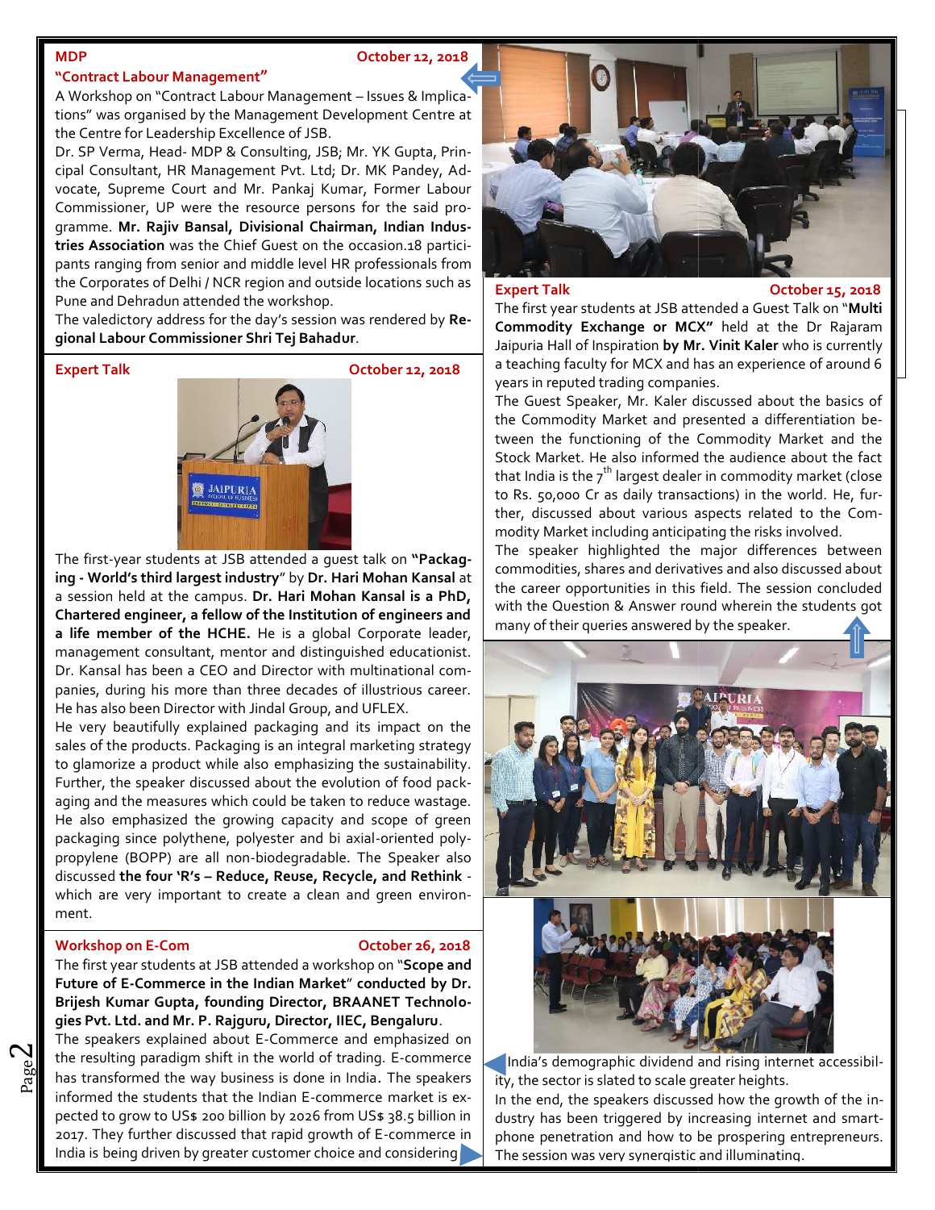## MDP

**October 12, 2018**

### "Contract Labour Management"

A Workshop on "Contract Labour Management – Issues & Implications" was organised by the Management Development Centre at the Centre for Leadership Excellence of JSB.

Dr. SP Verma, Head- MDP & Consulting, JSB; Mr. YK Gupta, Principal Consultant, HR Management Pvt. Ltd; Dr. MK Pandey, Advocate, Supreme Court and Mr. Pankaj Kumar, Former Labour Commissioner, UP were the resource persons for the said programme. **Mr. Rajiv Bansal, Divisional Chairman, Indian Industries Association** was the Chief Guest on the occasion.18 participants ranging from senior and middle level HR professionals from the Corporates of Delhi / NCR region and outside locations such as Pune and Dehradun attended the workshop.

The valedictory address for the day's session was rendered by **Regional Labour Commissioner Shri Tej Bahadur**.

## Expert Talk

**October 12, 2018**

The first-year students at JSB attended a guest talk on **"Packaging - World's third largest industry**" by **Dr. Hari Mohan Kansal** at a session held at the campus. **Dr. Hari Mohan Kansal is a PhD, Chartered engineer, a fellow of the Institution of engineers and a life member of the HCHE.** He is a global Corporate leader, management consultant, mentor and distinguished educationist. Dr. Kansal has been a CEO and Director with multinational companies, during his more than three decades of illustrious career. He has also been Director with Jindal Group, and UFLEX.

He very beautifully explained packaging and its impact on the sales of the products. Packaging is an integral marketing strategy to glamorize a product while also emphasizing the sustainability. Further, the speaker discussed about the evolution of food packaging and the measures which could be taken to reduce wastage. He also emphasized the growing capacity and scope of green packaging since polythene, polyester and bi axial-oriented polypropylene (BOPP) are all non-biodegradable. The Speaker also discussed **the four 'R's – Reduce, Reuse, Recycle, and Rethink** - which are very important to create a clean and green environment.

## Workshop on E-Com

**October 26, 2018**

The first year students at JSB attended a workshop on "**Scope and Future of E-Commerce in the Indian Market**" **conducted by Dr. Brijesh Kumar Gupta, founding Director, BRAANET Technologies Pvt. Ltd. and Mr. P. Rajguru, Director, IIEC, Bengaluru**.

The speakers explained about E-Commerce and emphasized on the resulting paradigm shift in the world of trading. E-commerce has transformed the way business is done in India. The speakers informed the students that the Indian E-commerce market is expected to grow to US$ 200 billion by 2026 from US$ 38.5 billion in 2017. They further discussed that rapid growth of E-commerce in India is being driven by greater customer choice and considering India's demographic dividend and rising internet accessibility, the sector is slated to scale greater heights.

In the end, the speakers discussed how the growth of the industry has been triggered by increasing internet and smartphone penetration and how to be prospering entrepreneurs. The session was very synergistic and illuminating.

## Expert Talk

**October 15, 2018**

The first year students at JSB attended a Guest Talk on "**Multi Commodity Exchange or MCX"** held at the Dr Rajaram Jaipuria Hall of Inspiration **by Mr. Vinit Kaler** who is currently a teaching faculty for MCX and has an experience of around 6 years in reputed trading companies.

The Guest Speaker, Mr. Kaler discussed about the basics of the Commodity Market and presented a differentiation between the functioning of the Commodity Market and the Stock Market. He also informed the audience about the fact that India is the 7th largest dealer in commodity market (close to Rs. 50,000 Cr as daily transactions) in the world. He, further, discussed about various aspects related to the Commodity Market including anticipating the risks involved.

The speaker highlighted the major differences between commodities, shares and derivatives and also discussed about the career opportunities in this field. The session concluded with the Question & Answer round wherein the students got many of their queries answered by the speaker.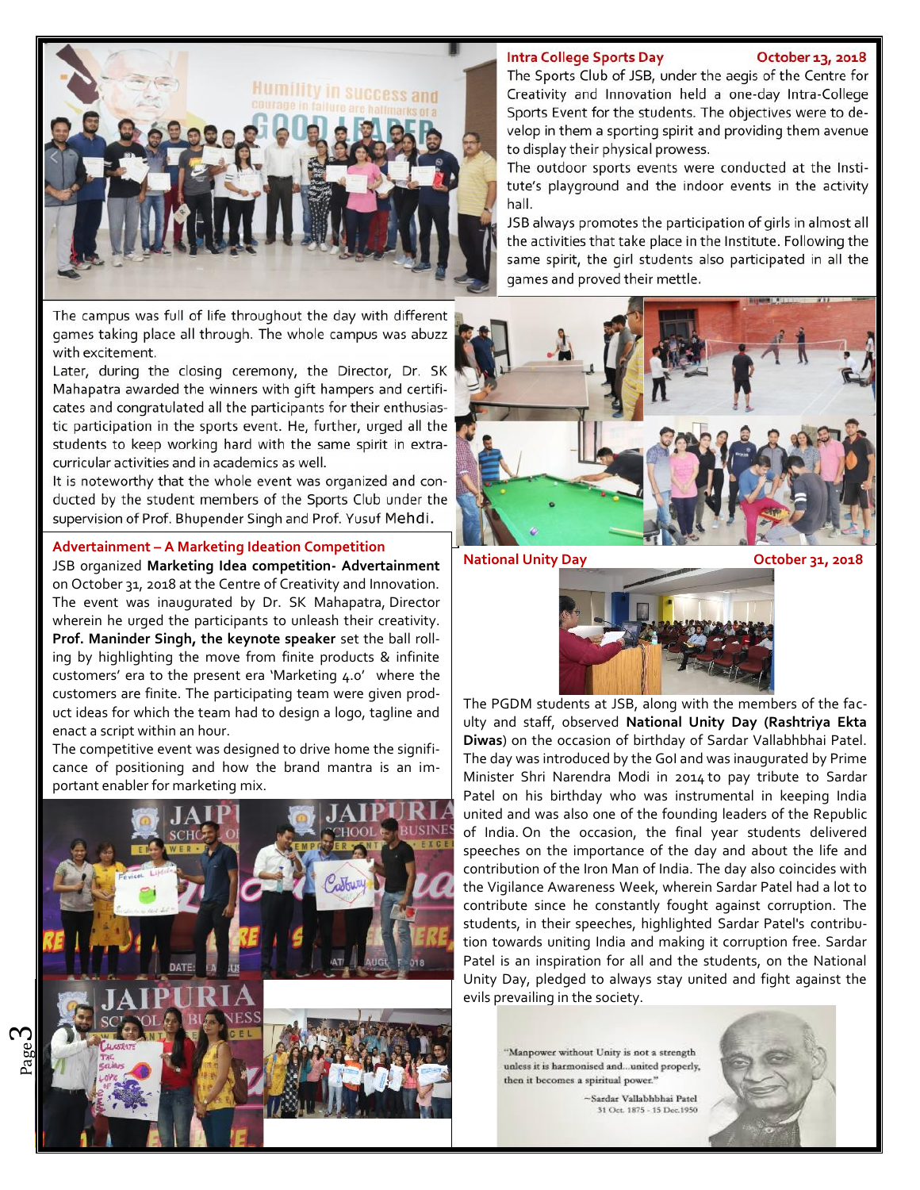## Intra College Sports Day

**October 13, 2018**

The Sports Club of JSB, under the aegis of the Centre for Creativity and Innovation held a one-day Intra-College Sports Event for the students. The objectives were to develop in them a sporting spirit and providing them avenue to display their physical prowess.

The outdoor sports events were conducted at the Institute's playground and the indoor events in the activity hall.

JSB always promotes the participation of girls in almost all the activities that take place in the Institute. Following the same spirit, the girl students also participated in all the games and proved their mettle.

The campus was full of life throughout the day with different games taking place all through. The whole campus was abuzz with excitement.

Later, during the closing ceremony, the Director, Dr. SK Mahapatra awarded the winners with gift hampers and certificates and congratulated all the participants for their enthusiastic participation in the sports event. He, further, urged all the students to keep working hard with the same spirit in extra-curricular activities and in academics as well.

It is noteworthy that the whole event was organized and conducted by the student members of the Sports Club under the supervision of Prof. Bhupender Singh and Prof. Yusuf Mehdi.

## Advertainment – A Marketing Ideation Competition

JSB organized **Marketing Idea competition- Advertainment** on October 31, 2018 at the Centre of Creativity and Innovation. The event was inaugurated by Dr. SK Mahapatra, Director wherein he urged the participants to unleash their creativity. **Prof. Maninder Singh, the keynote speaker** set the ball rolling by highlighting the move from finite products & infinite customers' era to the present era 'Marketing 4.0' where the customers are finite. The participating team were given product ideas for which the team had to design a logo, tagline and enact a script within an hour.

The competitive event was designed to drive home the significance of positioning and how the brand mantra is an important enabler for marketing mix.

## National Unity Day

**October 31, 2018**

The PGDM students at JSB, along with the members of the faculty and staff, observed **National Unity Day (Rashtriya Ekta Diwas)** on the occasion of birthday of Sardar Vallabhbhai Patel. The day was introduced by the GoI and was inaugurated by Prime Minister Shri Narendra Modi in 2014 to pay tribute to Sardar Patel on his birthday who was instrumental in keeping India united and was also one of the founding leaders of the Republic of India. On the occasion, the final year students delivered speeches on the importance of the day and about the life and contribution of the Iron Man of India. The day also coincides with the Vigilance Awareness Week, wherein Sardar Patel had a lot to contribute since he constantly fought against corruption. The students, in their speeches, highlighted Sardar Patel's contribution towards uniting India and making it corruption free. Sardar Patel is an inspiration for all and the students, on the National Unity Day, pledged to always stay united and fight against the evils prevailing in the society.

"Manpower without Unity is not a strength unless it is harmonised and...united properly, then it becomes a spiritual power."

~Sardar Vallabhbhai Patel
31 Oct. 1875 - 15 Dec.1950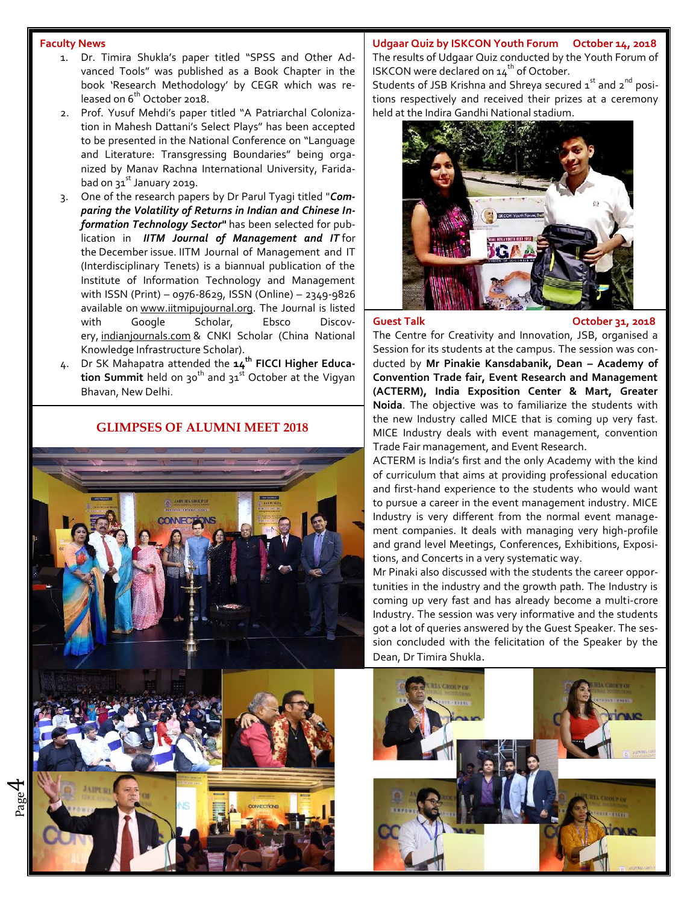## Faculty News

1. Dr. Timira Shukla's paper titled "SPSS and Other Advanced Tools" was published as a Book Chapter in the book 'Research Methodology' by CEGR which was released on 6th October 2018.
2. Prof. Yusuf Mehdi's paper titled "A Patriarchal Colonization in Mahesh Dattani's Select Plays" has been accepted to be presented in the National Conference on "Language and Literature: Transgressing Boundaries" being organized by Manav Rachna International University, Faridabad on 31st January 2019.
3. One of the research papers by Dr Parul Tyagi titled "***Comparing the Volatility of Returns in Indian and Chinese Information Technology Sector***" has been selected for publication in ***IITM Journal of Management and IT*** for the December issue. IITM Journal of Management and IT (Interdisciplinary Tenets) is a biannual publication of the Institute of Information Technology and Management with ISSN (Print) – 0976-8629, ISSN (Online) – 2349-9826 available on www.iitmipujournal.org. The Journal is listed with Google Scholar, Ebsco Discovery, indianjournals.com & CNKI Scholar (China National Knowledge Infrastructure Scholar).
4. Dr SK Mahapatra attended the **14th FICCI Higher Education Summit** held on 30th and 31st October at the Vigyan Bhavan, New Delhi.

## GLIMPSES OF ALUMNI MEET 2018

## Udgaar Quiz by ISKCON Youth Forum — October 14, 2018

The results of Udgaar Quiz conducted by the Youth Forum of ISKCON were declared on 14th of October.

Students of JSB Krishna and Shreya secured 1st and 2nd positions respectively and received their prizes at a ceremony held at the Indira Gandhi National stadium.

## Guest Talk — October 31, 2018

The Centre for Creativity and Innovation, JSB, organised a Session for its students at the campus. The session was conducted by **Mr Pinakie Kansdabanik, Dean – Academy of Convention Trade fair, Event Research and Management (ACTERM), India Exposition Center & Mart, Greater Noida**. The objective was to familiarize the students with the new Industry called MICE that is coming up very fast. MICE Industry deals with event management, convention Trade Fair management, and Event Research.

ACTERM is India's first and the only Academy with the kind of curriculum that aims at providing professional education and first-hand experience to the students who would want to pursue a career in the event management industry. MICE Industry is very different from the normal event management companies. It deals with managing very high-profile and grand level Meetings, Conferences, Exhibitions, Expositions, and Concerts in a very systematic way.

Mr Pinaki also discussed with the students the career opportunities in the industry and the growth path. The Industry is coming up very fast and has already become a multi-crore Industry. The session was very informative and the students got a lot of queries answered by the Guest Speaker. The session concluded with the felicitation of the Speaker by the Dean, Dr Timira Shukla.